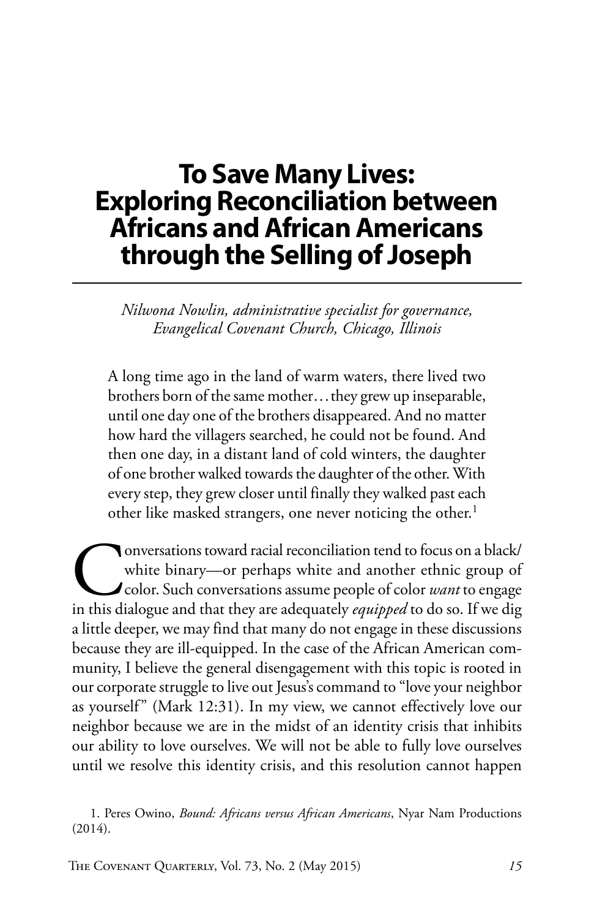# To Save Many Lives: Exploring Reconciliation between Africans and African Americans through the Selling of Joseph

*Nilwona Nowlin, administrative specialist for governance, Evangelical Covenant Church, Chicago, Illinois*

> A long time ago in the land of warm waters, there lived two brothers born of the same mother…they grew up inseparable, until one day one of the brothers disappeared. And no matter how hard the villagers searched, he could not be found. And then one day, in a distant land of cold winters, the daughter of one brother walked towards the daughter of the other. With every step, they grew closer until finally they walked past each other like masked strangers, one never noticing the other.[1]

Conversations toward racial reconciliation tend to focus on a black/white binary—or perhaps white and another ethnic group of color. Such conversations assume people of color *want* to engage in this dialogue and that they are adequately *equipped* to do so. If we dig a little deeper, we may find that many do not engage in these discussions because they are ill-equipped. In the case of the African American community, I believe the general disengagement with this topic is rooted in our corporate struggle to live out Jesus's command to "love your neighbor as yourself" (Mark 12:31). In my view, we cannot effectively love our neighbor because we are in the midst of an identity crisis that inhibits our ability to love ourselves. We will not be able to fully love ourselves until we resolve this identity crisis, and this resolution cannot happen

1. Peres Owino, *Bound: Africans versus African Americans*, Nyar Nam Productions (2014).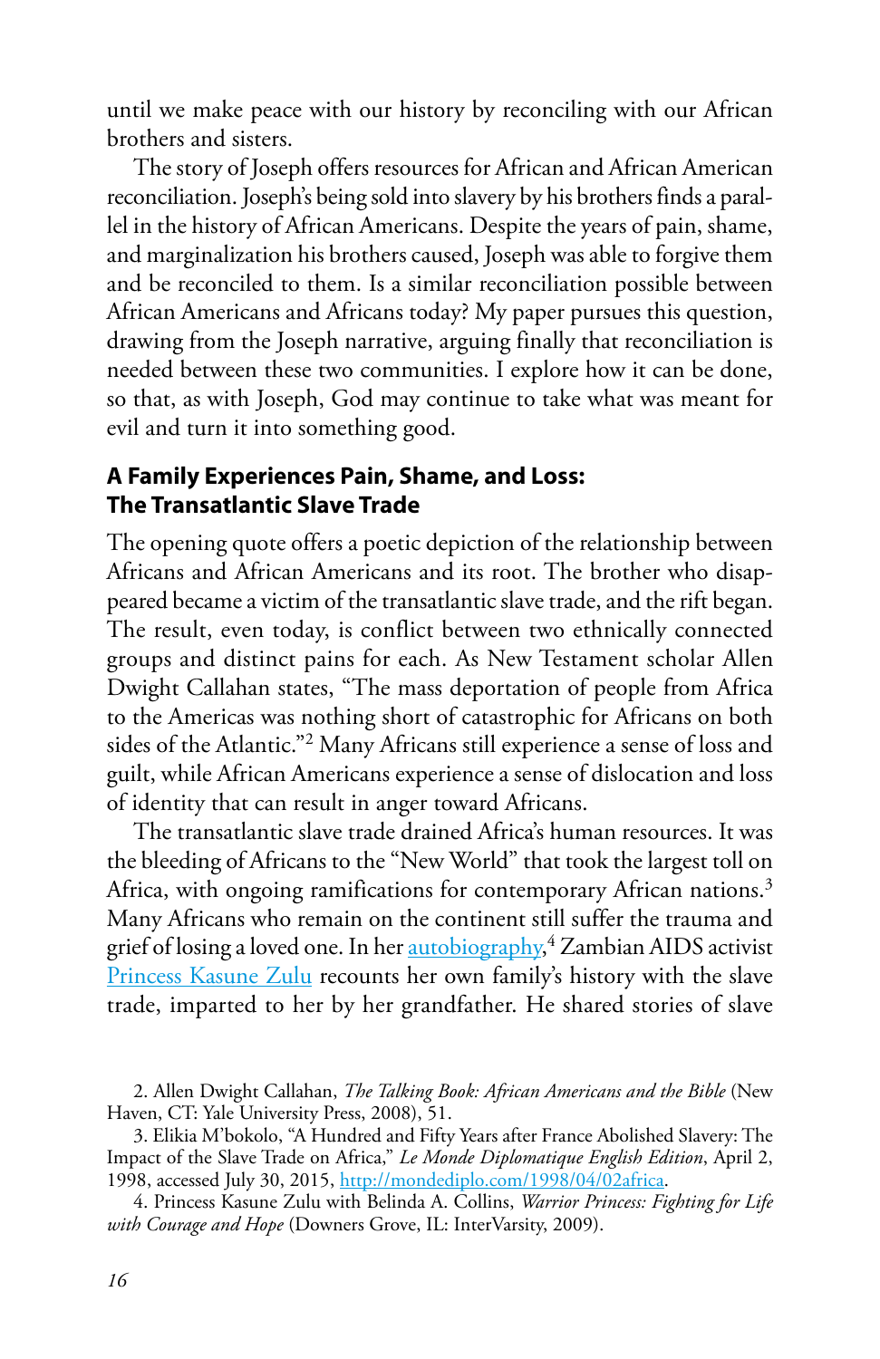until we make peace with our history by reconciling with our African brothers and sisters.

The story of Joseph offers resources for African and African American reconciliation. Joseph's being sold into slavery by his brothers finds a parallel in the history of African Americans. Despite the years of pain, shame, and marginalization his brothers caused, Joseph was able to forgive them and be reconciled to them. Is a similar reconciliation possible between African Americans and Africans today? My paper pursues this question, drawing from the Joseph narrative, arguing finally that reconciliation is needed between these two communities. I explore how it can be done, so that, as with Joseph, God may continue to take what was meant for evil and turn it into something good.

## A Family Experiences Pain, Shame, and Loss: The Transatlantic Slave Trade

The opening quote offers a poetic depiction of the relationship between Africans and African Americans and its root. The brother who disappeared became a victim of the transatlantic slave trade, and the rift began. The result, even today, is conflict between two ethnically connected groups and distinct pains for each. As New Testament scholar Allen Dwight Callahan states, "The mass deportation of people from Africa to the Americas was nothing short of catastrophic for Africans on both sides of the Atlantic."[2] Many Africans still experience a sense of loss and guilt, while African Americans experience a sense of dislocation and loss of identity that can result in anger toward Africans.

The transatlantic slave trade drained Africa's human resources. It was the bleeding of Africans to the "New World" that took the largest toll on Africa, with ongoing ramifications for contemporary African nations.[3] Many Africans who remain on the continent still suffer the trauma and grief of losing a loved one. In her autobiography,[4] Zambian AIDS activist Princess Kasune Zulu recounts her own family's history with the slave trade, imparted to her by her grandfather. He shared stories of slave

2. Allen Dwight Callahan, *The Talking Book: African Americans and the Bible* (New Haven, CT: Yale University Press, 2008), 51.

3. Elikia M'bokolo, "A Hundred and Fifty Years after France Abolished Slavery: The Impact of the Slave Trade on Africa," *Le Monde Diplomatique English Edition*, April 2, 1998, accessed July 30, 2015, http://mondediplo.com/1998/04/02africa.

4. Princess Kasune Zulu with Belinda A. Collins, *Warrior Princess: Fighting for Life with Courage and Hope* (Downers Grove, IL: InterVarsity, 2009).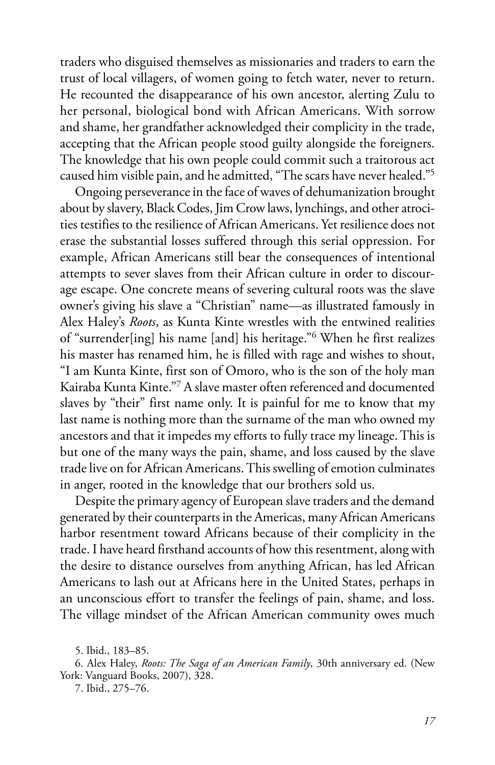traders who disguised themselves as missionaries and traders to earn the trust of local villagers, of women going to fetch water, never to return. He recounted the disappearance of his own ancestor, alerting Zulu to her personal, biological bond with African Americans. With sorrow and shame, her grandfather acknowledged their complicity in the trade, accepting that the African people stood guilty alongside the foreigners. The knowledge that his own people could commit such a traitorous act caused him visible pain, and he admitted, "The scars have never healed."[5]

Ongoing perseverance in the face of waves of dehumanization brought about by slavery, Black Codes, Jim Crow laws, lynchings, and other atrocities testifies to the resilience of African Americans. Yet resilience does not erase the substantial losses suffered through this serial oppression. For example, African Americans still bear the consequences of intentional attempts to sever slaves from their African culture in order to discourage escape. One concrete means of severing cultural roots was the slave owner's giving his slave a "Christian" name—as illustrated famously in Alex Haley's *Roots*, as Kunta Kinte wrestles with the entwined realities of "surrender[ing] his name [and] his heritage."[6] When he first realizes his master has renamed him, he is filled with rage and wishes to shout, "I am Kunta Kinte, first son of Omoro, who is the son of the holy man Kairaba Kunta Kinte."[7] A slave master often referenced and documented slaves by "their" first name only. It is painful for me to know that my last name is nothing more than the surname of the man who owned my ancestors and that it impedes my efforts to fully trace my lineage. This is but one of the many ways the pain, shame, and loss caused by the slave trade live on for African Americans. This swelling of emotion culminates in anger, rooted in the knowledge that our brothers sold us.

Despite the primary agency of European slave traders and the demand generated by their counterparts in the Americas, many African Americans harbor resentment toward Africans because of their complicity in the trade. I have heard firsthand accounts of how this resentment, along with the desire to distance ourselves from anything African, has led African Americans to lash out at Africans here in the United States, perhaps in an unconscious effort to transfer the feelings of pain, shame, and loss. The village mindset of the African American community owes much

5. Ibid., 183–85.

6. Alex Haley, *Roots: The Saga of an American Family*, 30th anniversary ed. (New York: Vanguard Books, 2007), 328.

7. Ibid., 275–76.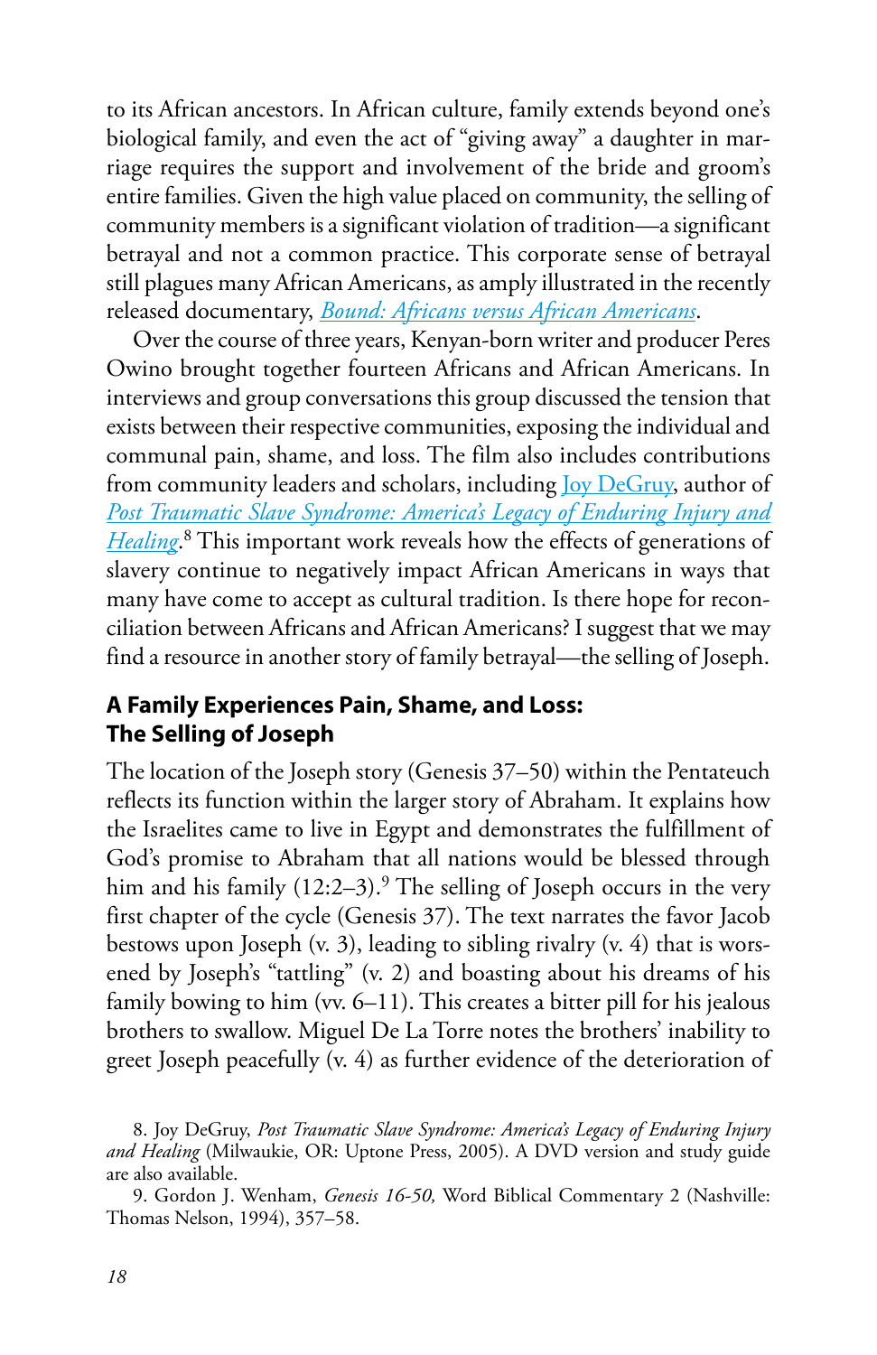to its African ancestors. In African culture, family extends beyond one's biological family, and even the act of "giving away" a daughter in marriage requires the support and involvement of the bride and groom's entire families. Given the high value placed on community, the selling of community members is a significant violation of tradition—a significant betrayal and not a common practice. This corporate sense of betrayal still plagues many African Americans, as amply illustrated in the recently released documentary, *Bound: Africans versus African Americans*.

Over the course of three years, Kenyan-born writer and producer Peres Owino brought together fourteen Africans and African Americans. In interviews and group conversations this group discussed the tension that exists between their respective communities, exposing the individual and communal pain, shame, and loss. The film also includes contributions from community leaders and scholars, including Joy DeGruy, author of *Post Traumatic Slave Syndrome: America's Legacy of Enduring Injury and Healing*.[8] This important work reveals how the effects of generations of slavery continue to negatively impact African Americans in ways that many have come to accept as cultural tradition. Is there hope for reconciliation between Africans and African Americans? I suggest that we may find a resource in another story of family betrayal—the selling of Joseph.

## A Family Experiences Pain, Shame, and Loss: The Selling of Joseph

The location of the Joseph story (Genesis 37–50) within the Pentateuch reflects its function within the larger story of Abraham. It explains how the Israelites came to live in Egypt and demonstrates the fulfillment of God's promise to Abraham that all nations would be blessed through him and his family (12:2–3).[9] The selling of Joseph occurs in the very first chapter of the cycle (Genesis 37). The text narrates the favor Jacob bestows upon Joseph (v. 3), leading to sibling rivalry (v. 4) that is worsened by Joseph's "tattling" (v. 2) and boasting about his dreams of his family bowing to him (vv. 6–11). This creates a bitter pill for his jealous brothers to swallow. Miguel De La Torre notes the brothers' inability to greet Joseph peacefully (v. 4) as further evidence of the deterioration of

8. Joy DeGruy, *Post Traumatic Slave Syndrome: America's Legacy of Enduring Injury and Healing* (Milwaukie, OR: Uptone Press, 2005). A DVD version and study guide are also available.

9. Gordon J. Wenham, *Genesis 16-50,* Word Biblical Commentary 2 (Nashville: Thomas Nelson, 1994), 357–58.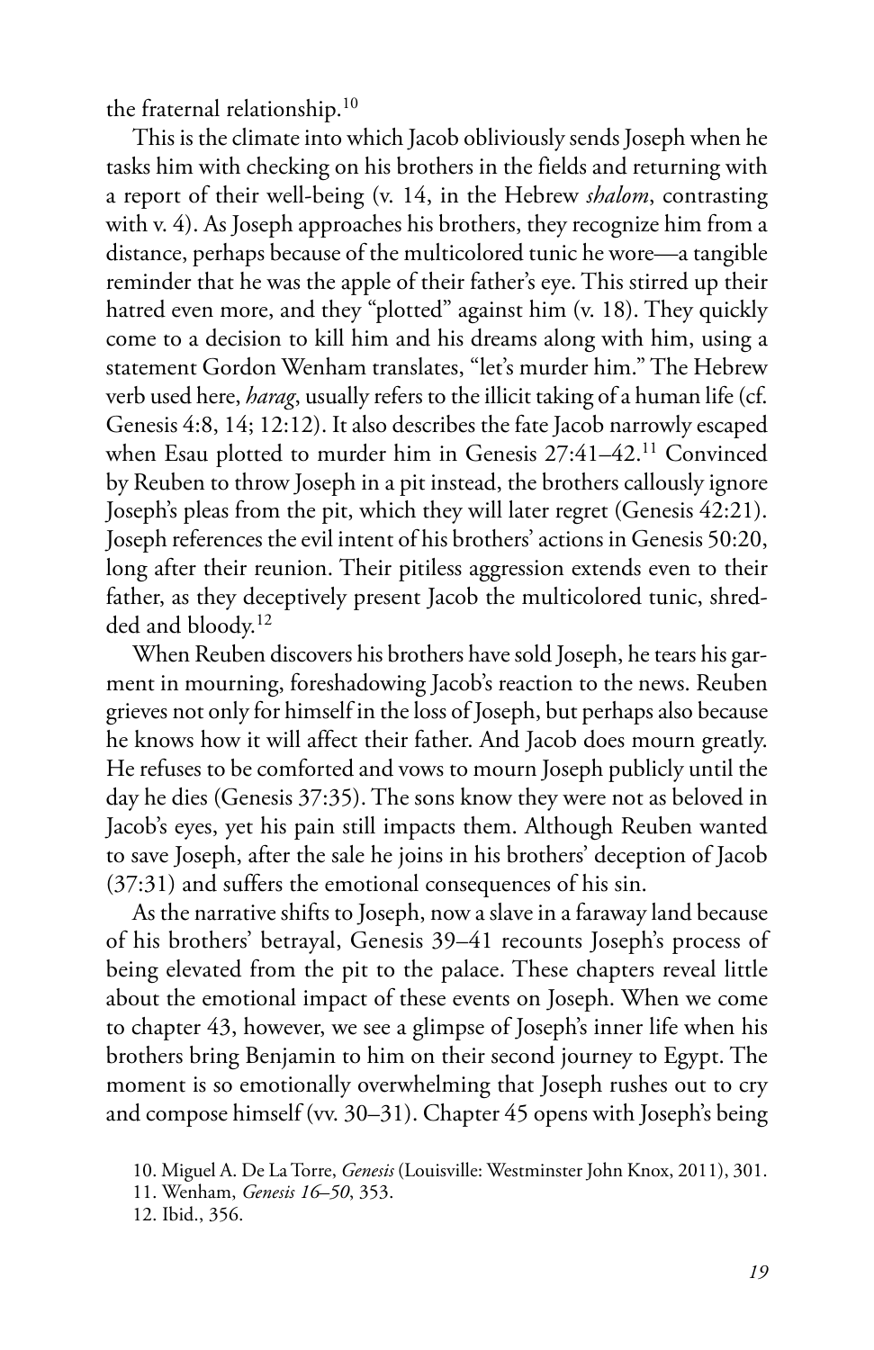the fraternal relationship.[10]

This is the climate into which Jacob obliviously sends Joseph when he tasks him with checking on his brothers in the fields and returning with a report of their well-being (v. 14, in the Hebrew *shalom*, contrasting with v. 4). As Joseph approaches his brothers, they recognize him from a distance, perhaps because of the multicolored tunic he wore—a tangible reminder that he was the apple of their father's eye. This stirred up their hatred even more, and they "plotted" against him (v. 18). They quickly come to a decision to kill him and his dreams along with him, using a statement Gordon Wenham translates, "let's murder him." The Hebrew verb used here, *harag*, usually refers to the illicit taking of a human life (cf. Genesis 4:8, 14; 12:12). It also describes the fate Jacob narrowly escaped when Esau plotted to murder him in Genesis 27:41–42.[11] Convinced by Reuben to throw Joseph in a pit instead, the brothers callously ignore Joseph's pleas from the pit, which they will later regret (Genesis 42:21). Joseph references the evil intent of his brothers' actions in Genesis 50:20, long after their reunion. Their pitiless aggression extends even to their father, as they deceptively present Jacob the multicolored tunic, shredded and bloody.[12]

When Reuben discovers his brothers have sold Joseph, he tears his garment in mourning, foreshadowing Jacob's reaction to the news. Reuben grieves not only for himself in the loss of Joseph, but perhaps also because he knows how it will affect their father. And Jacob does mourn greatly. He refuses to be comforted and vows to mourn Joseph publicly until the day he dies (Genesis 37:35). The sons know they were not as beloved in Jacob's eyes, yet his pain still impacts them. Although Reuben wanted to save Joseph, after the sale he joins in his brothers' deception of Jacob (37:31) and suffers the emotional consequences of his sin.

As the narrative shifts to Joseph, now a slave in a faraway land because of his brothers' betrayal, Genesis 39–41 recounts Joseph's process of being elevated from the pit to the palace. These chapters reveal little about the emotional impact of these events on Joseph. When we come to chapter 43, however, we see a glimpse of Joseph's inner life when his brothers bring Benjamin to him on their second journey to Egypt. The moment is so emotionally overwhelming that Joseph rushes out to cry and compose himself (vv. 30–31). Chapter 45 opens with Joseph's being

10. Miguel A. De La Torre, *Genesis* (Louisville: Westminster John Knox, 2011), 301.

11. Wenham, *Genesis 16–50*, 353.

12. Ibid., 356.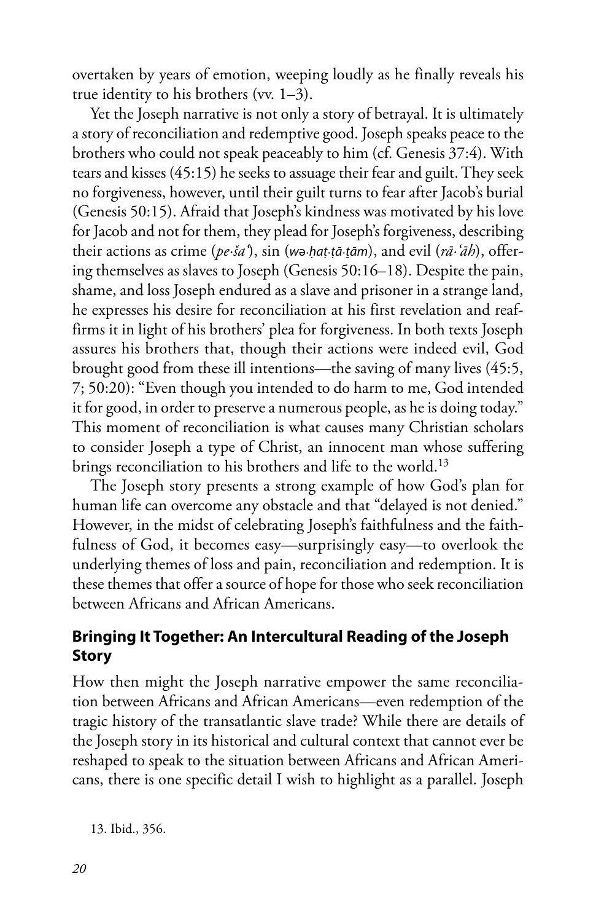overtaken by years of emotion, weeping loudly as he finally reveals his true identity to his brothers (vv. 1–3).

Yet the Joseph narrative is not only a story of betrayal. It is ultimately a story of reconciliation and redemptive good. Joseph speaks peace to the brothers who could not speak peaceably to him (cf. Genesis 37:4). With tears and kisses (45:15) he seeks to assuage their fear and guilt. They seek no forgiveness, however, until their guilt turns to fear after Jacob's burial (Genesis 50:15). Afraid that Joseph's kindness was motivated by his love for Jacob and not for them, they plead for Joseph's forgiveness, describing their actions as crime (*pe·šaʿ*), sin (*wə·ḥaṭ·ṭā·ṯām*), and evil (*rā·ʿāh*), offering themselves as slaves to Joseph (Genesis 50:16–18). Despite the pain, shame, and loss Joseph endured as a slave and prisoner in a strange land, he expresses his desire for reconciliation at his first revelation and reaffirms it in light of his brothers' plea for forgiveness. In both texts Joseph assures his brothers that, though their actions were indeed evil, God brought good from these ill intentions—the saving of many lives (45:5, 7; 50:20): "Even though you intended to do harm to me, God intended it for good, in order to preserve a numerous people, as he is doing today." This moment of reconciliation is what causes many Christian scholars to consider Joseph a type of Christ, an innocent man whose suffering brings reconciliation to his brothers and life to the world.[13]

The Joseph story presents a strong example of how God's plan for human life can overcome any obstacle and that "delayed is not denied." However, in the midst of celebrating Joseph's faithfulness and the faithfulness of God, it becomes easy—surprisingly easy—to overlook the underlying themes of loss and pain, reconciliation and redemption. It is these themes that offer a source of hope for those who seek reconciliation between Africans and African Americans.

## Bringing It Together: An Intercultural Reading of the Joseph Story

How then might the Joseph narrative empower the same reconciliation between Africans and African Americans—even redemption of the tragic history of the transatlantic slave trade? While there are details of the Joseph story in its historical and cultural context that cannot ever be reshaped to speak to the situation between Africans and African Americans, there is one specific detail I wish to highlight as a parallel. Joseph

13. Ibid., 356.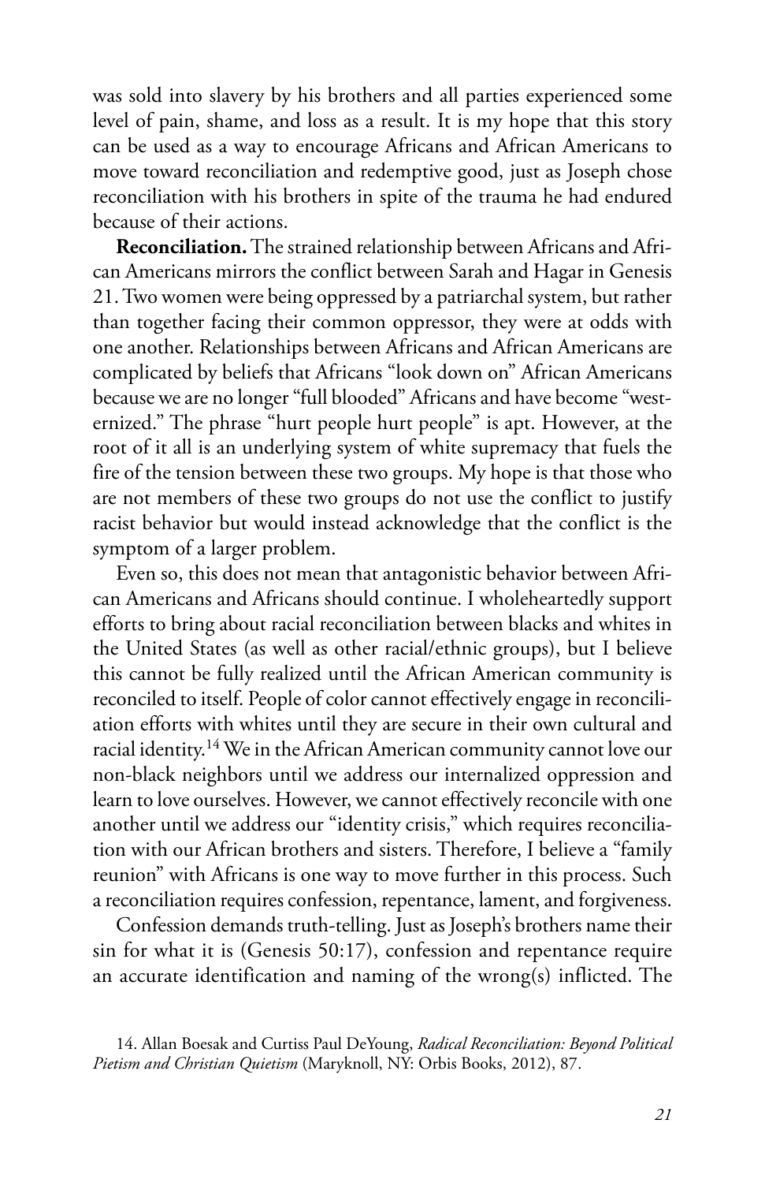was sold into slavery by his brothers and all parties experienced some level of pain, shame, and loss as a result. It is my hope that this story can be used as a way to encourage Africans and African Americans to move toward reconciliation and redemptive good, just as Joseph chose reconciliation with his brothers in spite of the trauma he had endured because of their actions.

**Reconciliation.** The strained relationship between Africans and African Americans mirrors the conflict between Sarah and Hagar in Genesis 21. Two women were being oppressed by a patriarchal system, but rather than together facing their common oppressor, they were at odds with one another. Relationships between Africans and African Americans are complicated by beliefs that Africans "look down on" African Americans because we are no longer "full blooded" Africans and have become "westernized." The phrase "hurt people hurt people" is apt. However, at the root of it all is an underlying system of white supremacy that fuels the fire of the tension between these two groups. My hope is that those who are not members of these two groups do not use the conflict to justify racist behavior but would instead acknowledge that the conflict is the symptom of a larger problem.

Even so, this does not mean that antagonistic behavior between African Americans and Africans should continue. I wholeheartedly support efforts to bring about racial reconciliation between blacks and whites in the United States (as well as other racial/ethnic groups), but I believe this cannot be fully realized until the African American community is reconciled to itself. People of color cannot effectively engage in reconciliation efforts with whites until they are secure in their own cultural and racial identity.[14] We in the African American community cannot love our non-black neighbors until we address our internalized oppression and learn to love ourselves. However, we cannot effectively reconcile with one another until we address our "identity crisis," which requires reconciliation with our African brothers and sisters. Therefore, I believe a "family reunion" with Africans is one way to move further in this process. Such a reconciliation requires confession, repentance, lament, and forgiveness.

Confession demands truth-telling. Just as Joseph's brothers name their sin for what it is (Genesis 50:17), confession and repentance require an accurate identification and naming of the wrong(s) inflicted. The

14. Allan Boesak and Curtiss Paul DeYoung, *Radical Reconciliation: Beyond Political Pietism and Christian Quietism* (Maryknoll, NY: Orbis Books, 2012), 87.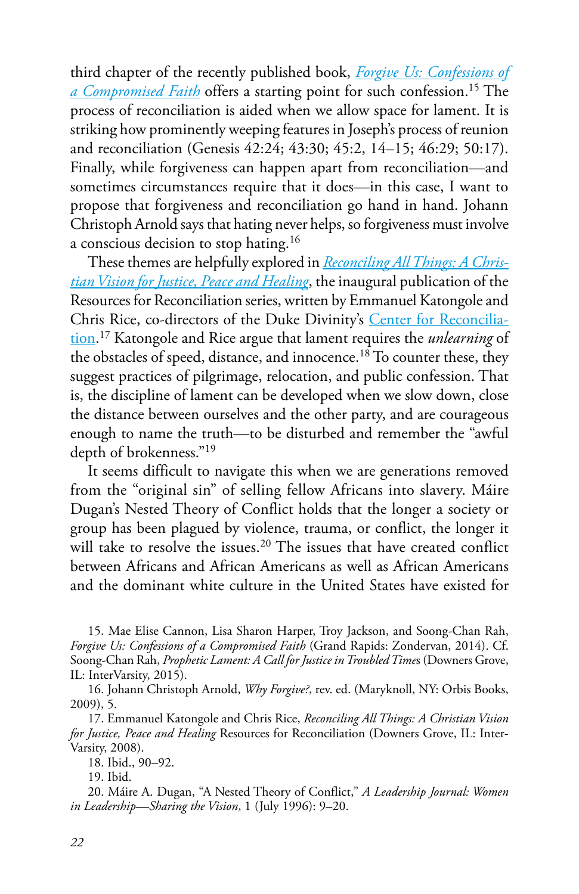third chapter of the recently published book, *Forgive Us: Confessions of a Compromised Faith* offers a starting point for such confession.[15] The process of reconciliation is aided when we allow space for lament. It is striking how prominently weeping features in Joseph's process of reunion and reconciliation (Genesis 42:24; 43:30; 45:2, 14–15; 46:29; 50:17). Finally, while forgiveness can happen apart from reconciliation—and sometimes circumstances require that it does—in this case, I want to propose that forgiveness and reconciliation go hand in hand. Johann Christoph Arnold says that hating never helps, so forgiveness must involve a conscious decision to stop hating.[16]

These themes are helpfully explored in *Reconciling All Things: A Christian Vision for Justice, Peace and Healing*, the inaugural publication of the Resources for Reconciliation series, written by Emmanuel Katongole and Chris Rice, co-directors of the Duke Divinity's Center for Reconciliation.[17] Katongole and Rice argue that lament requires the *unlearning* of the obstacles of speed, distance, and innocence.[18] To counter these, they suggest practices of pilgrimage, relocation, and public confession. That is, the discipline of lament can be developed when we slow down, close the distance between ourselves and the other party, and are courageous enough to name the truth—to be disturbed and remember the "awful depth of brokenness."[19]

It seems difficult to navigate this when we are generations removed from the "original sin" of selling fellow Africans into slavery. Máire Dugan's Nested Theory of Conflict holds that the longer a society or group has been plagued by violence, trauma, or conflict, the longer it will take to resolve the issues.[20] The issues that have created conflict between Africans and African Americans as well as African Americans and the dominant white culture in the United States have existed for

15. Mae Elise Cannon, Lisa Sharon Harper, Troy Jackson, and Soong-Chan Rah, *Forgive Us: Confessions of a Compromised Faith* (Grand Rapids: Zondervan, 2014). Cf. Soong-Chan Rah, *Prophetic Lament: A Call for Justice in Troubled Times* (Downers Grove, IL: InterVarsity, 2015).

16. Johann Christoph Arnold, *Why Forgive?*, rev. ed. (Maryknoll, NY: Orbis Books, 2009), 5.

17. Emmanuel Katongole and Chris Rice, *Reconciling All Things: A Christian Vision for Justice, Peace and Healing* Resources for Reconciliation (Downers Grove, IL: InterVarsity, 2008).

18. Ibid., 90–92.

19. Ibid.

20. Máire A. Dugan, "A Nested Theory of Conflict," *A Leadership Journal: Women in Leadership—Sharing the Vision*, 1 (July 1996): 9–20.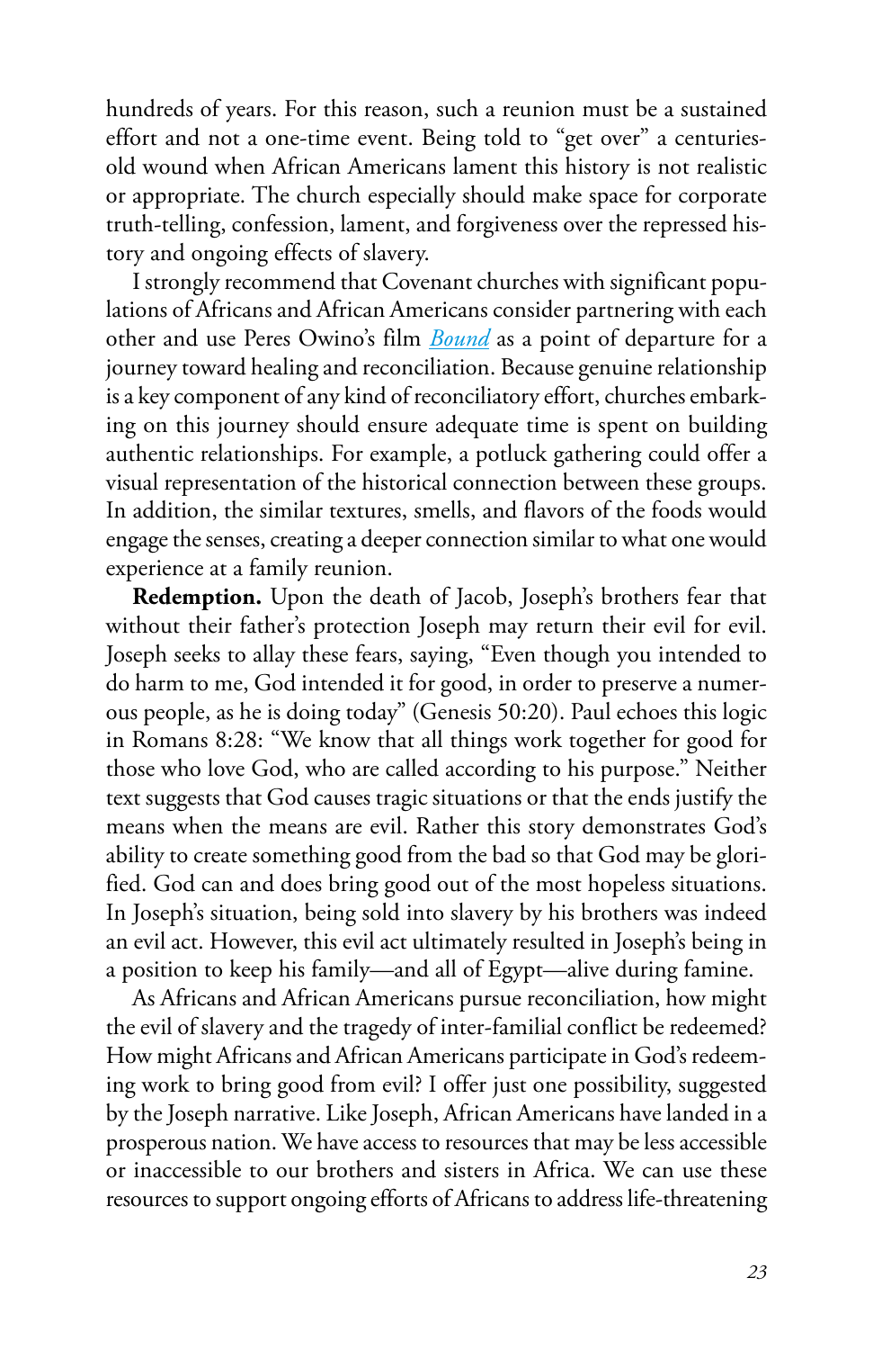hundreds of years. For this reason, such a reunion must be a sustained effort and not a one-time event. Being told to "get over" a centuries-old wound when African Americans lament this history is not realistic or appropriate. The church especially should make space for corporate truth-telling, confession, lament, and forgiveness over the repressed history and ongoing effects of slavery.

I strongly recommend that Covenant churches with significant populations of Africans and African Americans consider partnering with each other and use Peres Owino's film *Bound* as a point of departure for a journey toward healing and reconciliation. Because genuine relationship is a key component of any kind of reconciliatory effort, churches embarking on this journey should ensure adequate time is spent on building authentic relationships. For example, a potluck gathering could offer a visual representation of the historical connection between these groups. In addition, the similar textures, smells, and flavors of the foods would engage the senses, creating a deeper connection similar to what one would experience at a family reunion.

**Redemption.** Upon the death of Jacob, Joseph's brothers fear that without their father's protection Joseph may return their evil for evil. Joseph seeks to allay these fears, saying, "Even though you intended to do harm to me, God intended it for good, in order to preserve a numerous people, as he is doing today" (Genesis 50:20). Paul echoes this logic in Romans 8:28: "We know that all things work together for good for those who love God, who are called according to his purpose." Neither text suggests that God causes tragic situations or that the ends justify the means when the means are evil. Rather this story demonstrates God's ability to create something good from the bad so that God may be glorified. God can and does bring good out of the most hopeless situations. In Joseph's situation, being sold into slavery by his brothers was indeed an evil act. However, this evil act ultimately resulted in Joseph's being in a position to keep his family—and all of Egypt—alive during famine.

As Africans and African Americans pursue reconciliation, how might the evil of slavery and the tragedy of inter-familial conflict be redeemed? How might Africans and African Americans participate in God's redeeming work to bring good from evil? I offer just one possibility, suggested by the Joseph narrative. Like Joseph, African Americans have landed in a prosperous nation. We have access to resources that may be less accessible or inaccessible to our brothers and sisters in Africa. We can use these resources to support ongoing efforts of Africans to address life-threatening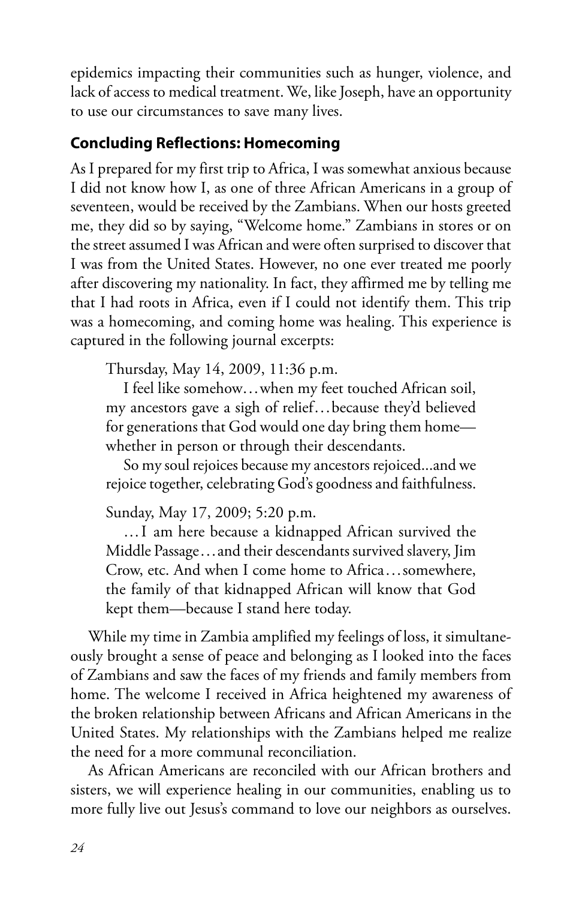epidemics impacting their communities such as hunger, violence, and lack of access to medical treatment. We, like Joseph, have an opportunity to use our circumstances to save many lives.

### Concluding Reflections: Homecoming

As I prepared for my first trip to Africa, I was somewhat anxious because I did not know how I, as one of three African Americans in a group of seventeen, would be received by the Zambians. When our hosts greeted me, they did so by saying, "Welcome home." Zambians in stores or on the street assumed I was African and were often surprised to discover that I was from the United States. However, no one ever treated me poorly after discovering my nationality. In fact, they affirmed me by telling me that I had roots in Africa, even if I could not identify them. This trip was a homecoming, and coming home was healing. This experience is captured in the following journal excerpts:

> Thursday, May 14, 2009, 11:36 p.m.
>
> I feel like somehow…when my feet touched African soil, my ancestors gave a sigh of relief…because they'd believed for generations that God would one day bring them home—whether in person or through their descendants.
>
> So my soul rejoices because my ancestors rejoiced...and we rejoice together, celebrating God's goodness and faithfulness.
>
> Sunday, May 17, 2009; 5:20 p.m.
>
> …I am here because a kidnapped African survived the Middle Passage…and their descendants survived slavery, Jim Crow, etc. And when I come home to Africa…somewhere, the family of that kidnapped African will know that God kept them—because I stand here today.

While my time in Zambia amplified my feelings of loss, it simultaneously brought a sense of peace and belonging as I looked into the faces of Zambians and saw the faces of my friends and family members from home. The welcome I received in Africa heightened my awareness of the broken relationship between Africans and African Americans in the United States. My relationships with the Zambians helped me realize the need for a more communal reconciliation.

As African Americans are reconciled with our African brothers and sisters, we will experience healing in our communities, enabling us to more fully live out Jesus's command to love our neighbors as ourselves.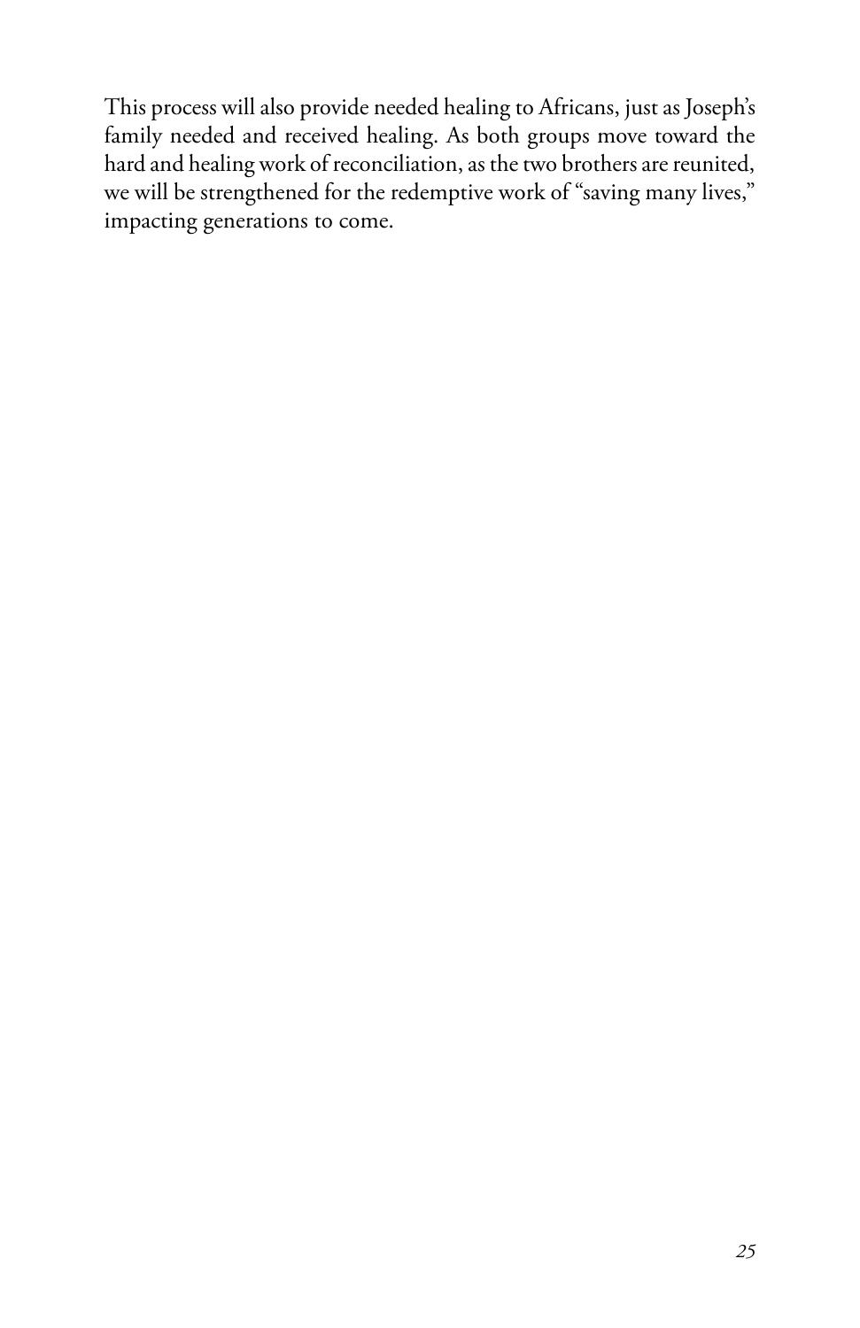This process will also provide needed healing to Africans, just as Joseph's family needed and received healing. As both groups move toward the hard and healing work of reconciliation, as the two brothers are reunited, we will be strengthened for the redemptive work of "saving many lives," impacting generations to come.